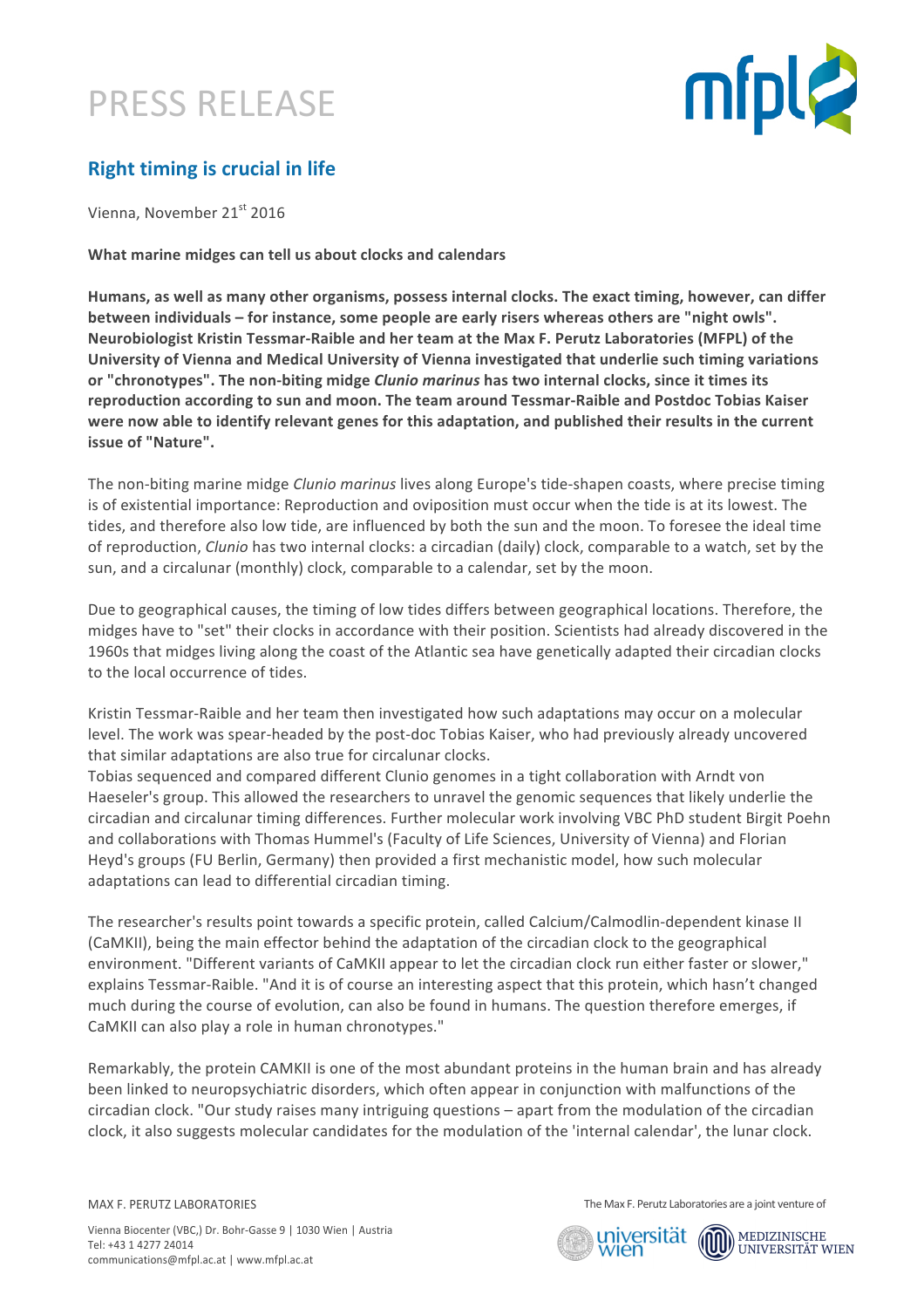# PRESS RELEASE

## Right timing is crucial in life

Vienna, November 21st 2016

**What marine midges can tell us about clocks and calendars**

**Humans, as well as many other organisms, possess internal clocks. The exact timing, however, can differ between individuals – for instance, some people are early risers whereas others are "night owls". Neurobiologist Kristin Tessmar-Raible and her team at the Max F. Perutz Laboratories (MFPL) of the University of Vienna and Medical University of Vienna investigated that underlie such timing variations or "chronotypes". The non-biting midge *Clunio marinus* has two internal clocks, since it times its reproduction according to sun and moon. The team around Tessmar-Raible and Postdoc Tobias Kaiser were now able to identify relevant genes for this adaptation, and published their results in the current issue of "Nature".**

The non-biting marine midge *Clunio marinus* lives along Europe's tide-shapen coasts, where precise timing is of existential importance: Reproduction and oviposition must occur when the tide is at its lowest. The tides, and therefore also low tide, are influenced by both the sun and the moon. To foresee the ideal time of reproduction, *Clunio* has two internal clocks: a circadian (daily) clock, comparable to a watch, set by the sun, and a circalunar (monthly) clock, comparable to a calendar, set by the moon.

Due to geographical causes, the timing of low tides differs between geographical locations. Therefore, the midges have to "set" their clocks in accordance with their position. Scientists had already discovered in the 1960s that midges living along the coast of the Atlantic sea have genetically adapted their circadian clocks to the local occurrence of tides.

Kristin Tessmar-Raible and her team then investigated how such adaptations may occur on a molecular level. The work was spear-headed by the post-doc Tobias Kaiser, who had previously already uncovered that similar adaptations are also true for circalunar clocks.
Tobias sequenced and compared different Clunio genomes in a tight collaboration with Arndt von Haeseler's group. This allowed the researchers to unravel the genomic sequences that likely underlie the circadian and circalunar timing differences. Further molecular work involving VBC PhD student Birgit Poehn and collaborations with Thomas Hummel's (Faculty of Life Sciences, University of Vienna) and Florian Heyd's groups (FU Berlin, Germany) then provided a first mechanistic model, how such molecular adaptations can lead to differential circadian timing.

The researcher's results point towards a specific protein, called Calcium/Calmodlin-dependent kinase II (CaMKII), being the main effector behind the adaptation of the circadian clock to the geographical environment. "Different variants of CaMKII appear to let the circadian clock run either faster or slower," explains Tessmar-Raible. "And it is of course an interesting aspect that this protein, which hasn't changed much during the course of evolution, can also be found in humans. The question therefore emerges, if CaMKII can also play a role in human chronotypes."

Remarkably, the protein CAMKII is one of the most abundant proteins in the human brain and has already been linked to neuropsychiatric disorders, which often appear in conjunction with malfunctions of the circadian clock. "Our study raises many intriguing questions – apart from the modulation of the circadian clock, it also suggests molecular candidates for the modulation of the 'internal calendar', the lunar clock.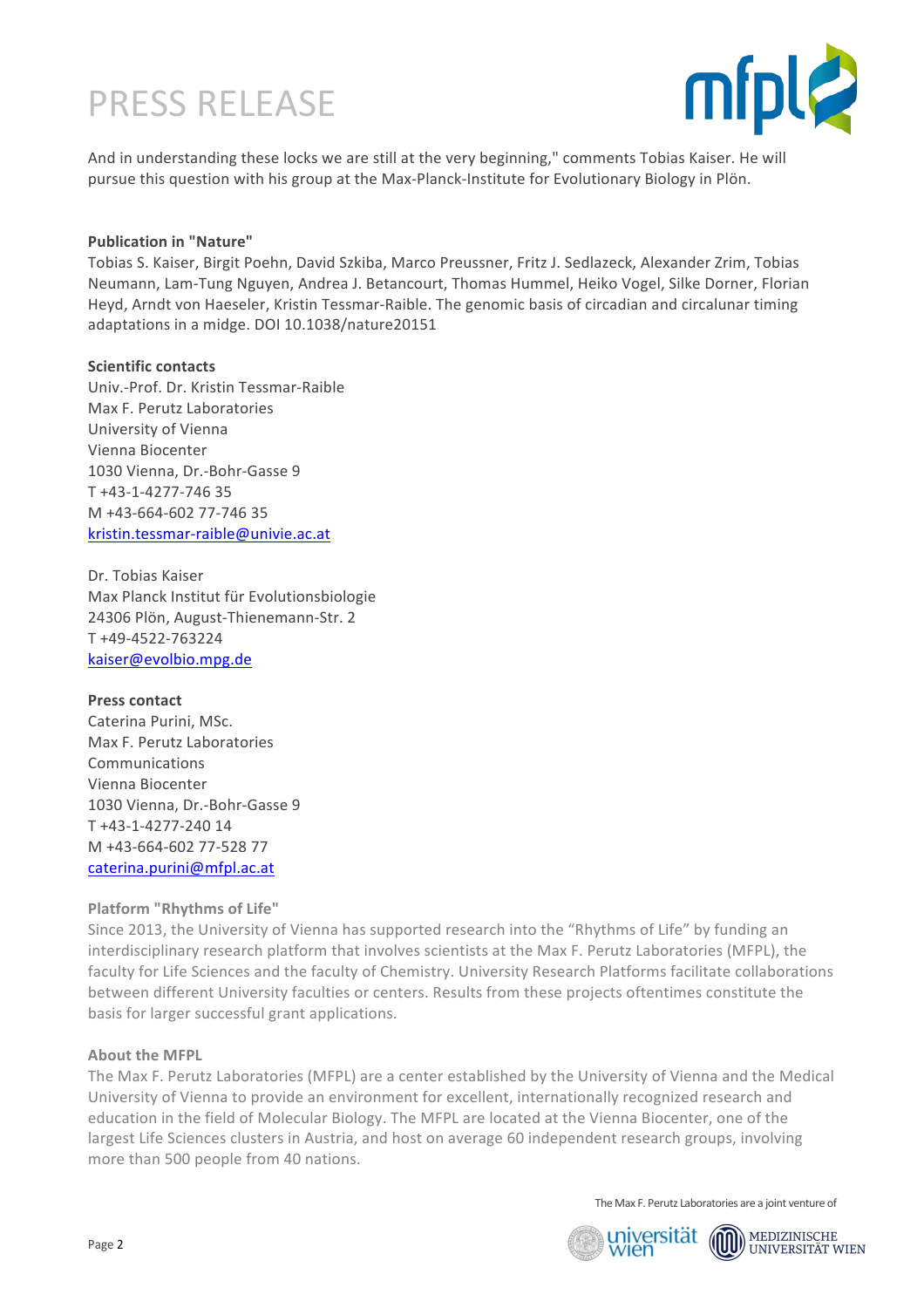And in understanding these locks we are still at the very beginning," comments Tobias Kaiser. He will pursue this question with his group at the Max-Planck-Institute for Evolutionary Biology in Plön.

**Publication in "Nature"**

Tobias S. Kaiser, Birgit Poehn, David Szkiba, Marco Preussner, Fritz J. Sedlazeck, Alexander Zrim, Tobias Neumann, Lam-Tung Nguyen, Andrea J. Betancourt, Thomas Hummel, Heiko Vogel, Silke Dorner, Florian Heyd, Arndt von Haeseler, Kristin Tessmar-Raible. The genomic basis of circadian and circalunar timing adaptations in a midge. DOI 10.1038/nature20151

**Scientific contacts**

Univ.-Prof. Dr. Kristin Tessmar-Raible
Max F. Perutz Laboratories
University of Vienna
Vienna Biocenter
1030 Vienna, Dr.-Bohr-Gasse 9
T +43-1-4277-746 35
M +43-664-602 77-746 35
kristin.tessmar-raible@univie.ac.at

Dr. Tobias Kaiser
Max Planck Institut für Evolutionsbiologie
24306 Plön, August-Thienemann-Str. 2
T +49-4522-763224
kaiser@evolbio.mpg.de

**Press contact**

Caterina Purini, MSc.
Max F. Perutz Laboratories
Communications
Vienna Biocenter
1030 Vienna, Dr.-Bohr-Gasse 9
T +43-1-4277-240 14
M +43-664-602 77-528 77
caterina.purini@mfpl.ac.at

**Platform "Rhythms of Life"**

Since 2013, the University of Vienna has supported research into the "Rhythms of Life" by funding an interdisciplinary research platform that involves scientists at the Max F. Perutz Laboratories (MFPL), the faculty for Life Sciences and the faculty of Chemistry. University Research Platforms facilitate collaborations between different University faculties or centers. Results from these projects oftentimes constitute the basis for larger successful grant applications.

**About the MFPL**

The Max F. Perutz Laboratories (MFPL) are a center established by the University of Vienna and the Medical University of Vienna to provide an environment for excellent, internationally recognized research and education in the field of Molecular Biology. The MFPL are located at the Vienna Biocenter, one of the largest Life Sciences clusters in Austria, and host on average 60 independent research groups, involving more than 500 people from 40 nations.

The Max F. Perutz Laboratories are a joint venture of universität wien and Medizinische Universität Wien